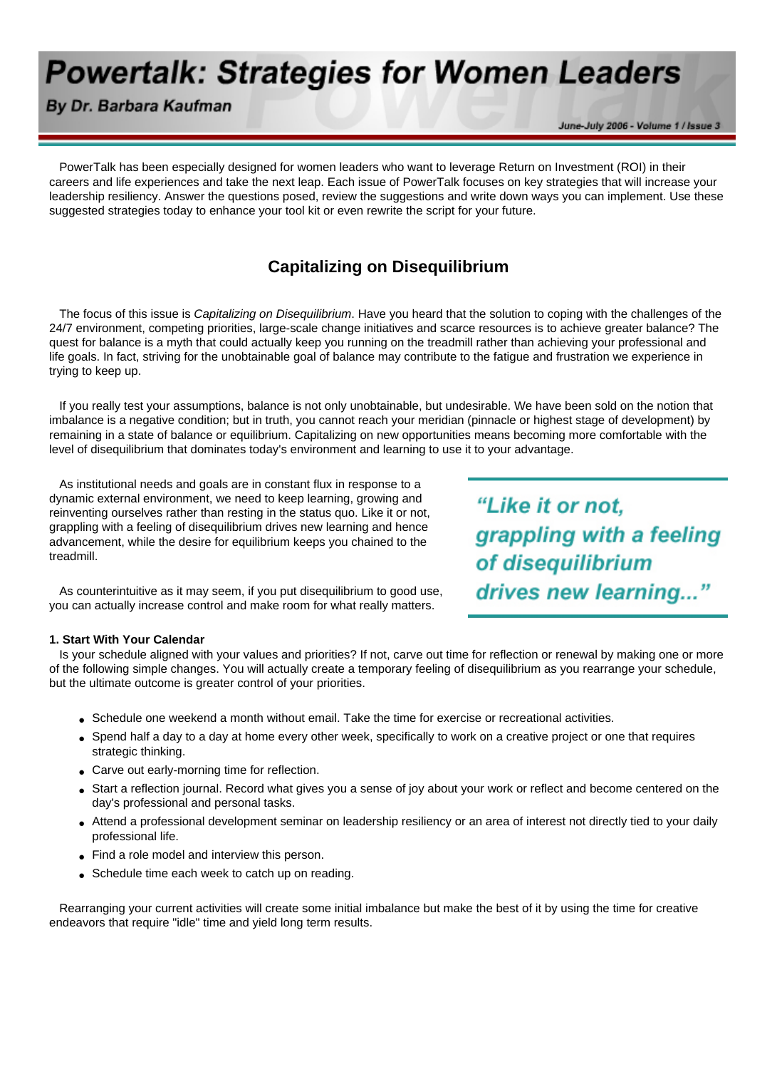# Powertalk: Strategies for Women Leaders

**By Dr. Barbara Kaufman**

June-July 2006 - Volume 1 / Issue 3

PowerTalk has been especially designed for women leaders who want to leverage Return on Investment (ROI) in their careers and life experiences and take the next leap. Each issue of PowerTalk focuses on key strategies that will increase your leadership resiliency. Answer the questions posed, review the suggestions and write down ways you can implement. Use these suggested strategies today to enhance your tool kit or even rewrite the script for your future.

## Capitalizing on Disequilibrium

The focus of this issue is *Capitalizing on Disequilibrium*. Have you heard that the solution to coping with the challenges of the 24/7 environment, competing priorities, large-scale change initiatives and scarce resources is to achieve greater balance? The quest for balance is a myth that could actually keep you running on the treadmill rather than achieving your professional and life goals. In fact, striving for the unobtainable goal of balance may contribute to the fatigue and frustration we experience in trying to keep up.

If you really test your assumptions, balance is not only unobtainable, but undesirable. We have been sold on the notion that imbalance is a negative condition; but in truth, you cannot reach your meridian (pinnacle or highest stage of development) by remaining in a state of balance or equilibrium. Capitalizing on new opportunities means becoming more comfortable with the level of disequilibrium that dominates today's environment and learning to use it to your advantage.

As institutional needs and goals are in constant flux in response to a dynamic external environment, we need to keep learning, growing and reinventing ourselves rather than resting in the status quo. Like it or not, grappling with a feeling of disequilibrium drives new learning and hence advancement, while the desire for equilibrium keeps you chained to the treadmill.

> ***"Like it or not, grappling with a feeling of disequilibrium drives new learning..."***

As counterintuitive as it may seem, if you put disequilibrium to good use, you can actually increase control and make room for what really matters.

**1. Start With Your Calendar**

Is your schedule aligned with your values and priorities? If not, carve out time for reflection or renewal by making one or more of the following simple changes. You will actually create a temporary feeling of disequilibrium as you rearrange your schedule, but the ultimate outcome is greater control of your priorities.

- Schedule one weekend a month without email. Take the time for exercise or recreational activities.
- Spend half a day to a day at home every other week, specifically to work on a creative project or one that requires strategic thinking.
- Carve out early-morning time for reflection.
- Start a reflection journal. Record what gives you a sense of joy about your work or reflect and become centered on the day's professional and personal tasks.
- Attend a professional development seminar on leadership resiliency or an area of interest not directly tied to your daily professional life.
- Find a role model and interview this person.
- Schedule time each week to catch up on reading.

Rearranging your current activities will create some initial imbalance but make the best of it by using the time for creative endeavors that require "idle" time and yield long term results.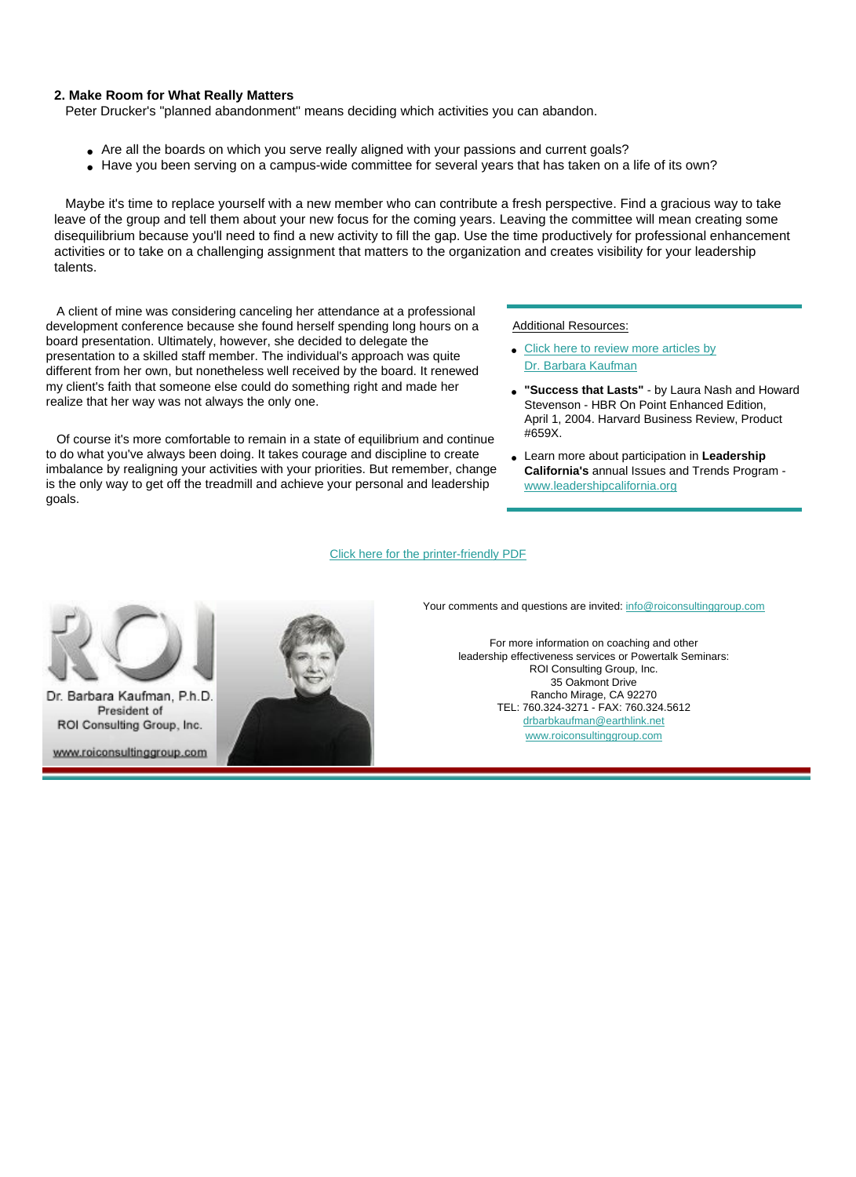**2. Make Room for What Really Matters**

Peter Drucker's "planned abandonment" means deciding which activities you can abandon.

- Are all the boards on which you serve really aligned with your passions and current goals?
- Have you been serving on a campus-wide committee for several years that has taken on a life of its own?

Maybe it's time to replace yourself with a new member who can contribute a fresh perspective. Find a gracious way to take leave of the group and tell them about your new focus for the coming years. Leaving the committee will mean creating some disequilibrium because you'll need to find a new activity to fill the gap. Use the time productively for professional enhancement activities or to take on a challenging assignment that matters to the organization and creates visibility for your leadership talents.

A client of mine was considering canceling her attendance at a professional development conference because she found herself spending long hours on a board presentation. Ultimately, however, she decided to delegate the presentation to a skilled staff member. The individual's approach was quite different from her own, but nonetheless well received by the board. It renewed my client's faith that someone else could do something right and made her realize that her way was not always the only one.

Of course it's more comfortable to remain in a state of equilibrium and continue to do what you've always been doing. It takes courage and discipline to create imbalance by realigning your activities with your priorities. But remember, change is the only way to get off the treadmill and achieve your personal and leadership goals.

Additional Resources:

- Click here to review more articles by Dr. Barbara Kaufman
- **"Success that Lasts"** - by Laura Nash and Howard Stevenson - HBR On Point Enhanced Edition, April 1, 2004. Harvard Business Review, Product #659X.
- Learn more about participation in **Leadership California's** annual Issues and Trends Program - www.leadershipcalifornia.org

Click here for the printer-friendly PDF

Dr. Barbara Kaufman, P.h.D.
President of
ROI Consulting Group, Inc.

www.roiconsultinggroup.com

Your comments and questions are invited: info@roiconsultinggroup.com

For more information on coaching and other
leadership effectiveness services or Powertalk Seminars:
ROI Consulting Group, Inc.
35 Oakmont Drive
Rancho Mirage, CA 92270
TEL: 760.324-3271 - FAX: 760.324.5612
drbarbkaufman@earthlink.net
www.roiconsultinggroup.com